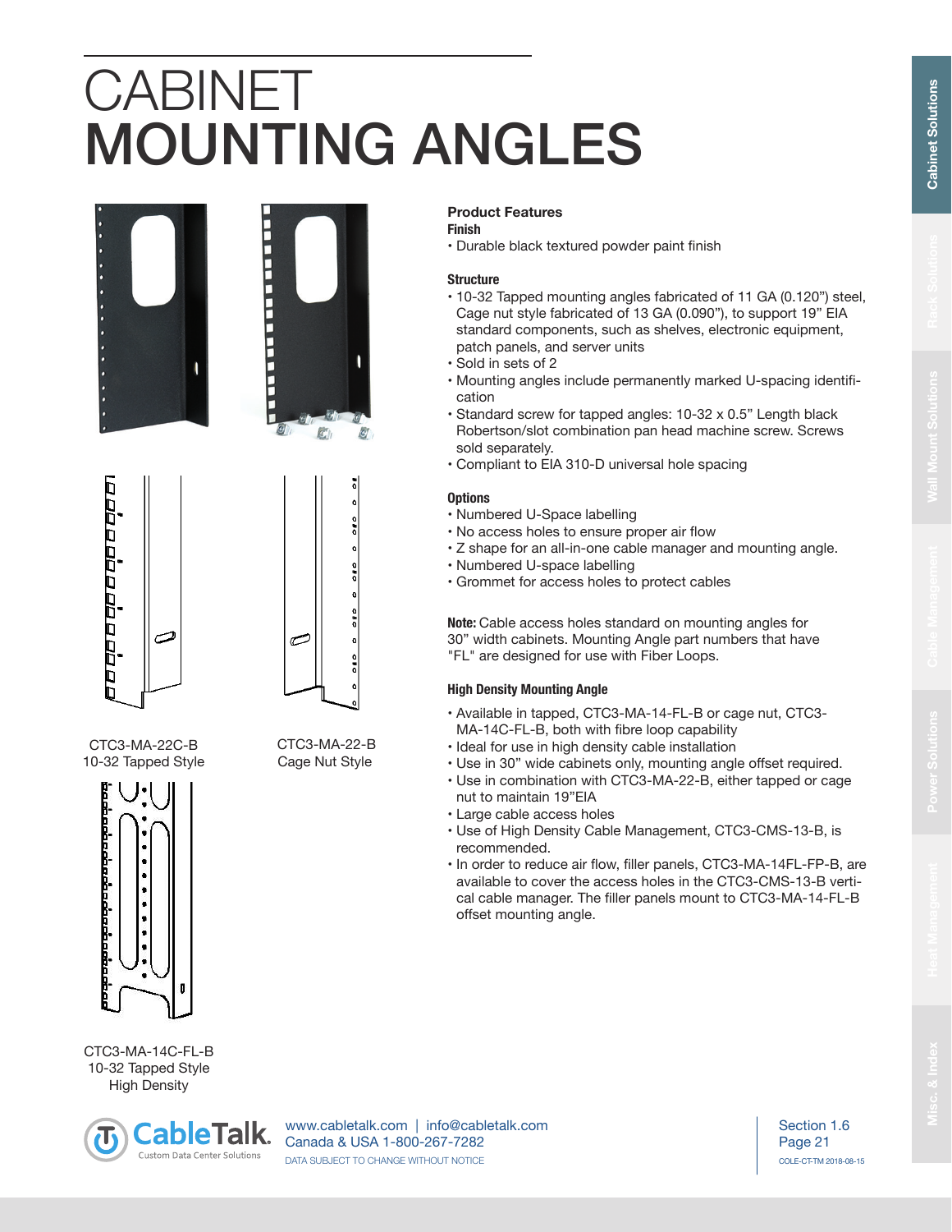# CABINET MOUNTING ANGLES

CTC3-MA-22C-B
10-32 Tapped Style

CTC3-MA-22-B
Cage Nut Style

CTC3-MA-14C-FL-B
10-32 Tapped Style
High Density

## Product Features

### Finish

- Durable black textured powder paint finish

### Structure

- 10-32 Tapped mounting angles fabricated of 11 GA (0.120") steel, Cage nut style fabricated of 13 GA (0.090"), to support 19" EIA standard components, such as shelves, electronic equipment, patch panels, and server units
- Sold in sets of 2
- Mounting angles include permanently marked U-spacing identification
- Standard screw for tapped angles: 10-32 x 0.5" Length black Robertson/slot combination pan head machine screw. Screws sold separately.
- Compliant to EIA 310-D universal hole spacing

### Options

- Numbered U-Space labelling
- No access holes to ensure proper air flow
- Z shape for an all-in-one cable manager and mounting angle.
- Numbered U-space labelling
- Grommet for access holes to protect cables

**Note:** Cable access holes standard on mounting angles for 30" width cabinets. Mounting Angle part numbers that have "FL" are designed for use with Fiber Loops.

### High Density Mounting Angle

- Available in tapped, CTC3-MA-14-FL-B or cage nut, CTC3-MA-14C-FL-B, both with fibre loop capability
- Ideal for use in high density cable installation
- Use in 30" wide cabinets only, mounting angle offset required.
- Use in combination with CTC3-MA-22-B, either tapped or cage nut to maintain 19"EIA
- Large cable access holes
- Use of High Density Cable Management, CTC3-CMS-13-B, is recommended.
- In order to reduce air flow, filler panels, CTC3-MA-14FL-FP-B, are available to cover the access holes in the CTC3-CMS-13-B vertical cable manager. The filler panels mount to CTC3-MA-14-FL-B offset mounting angle.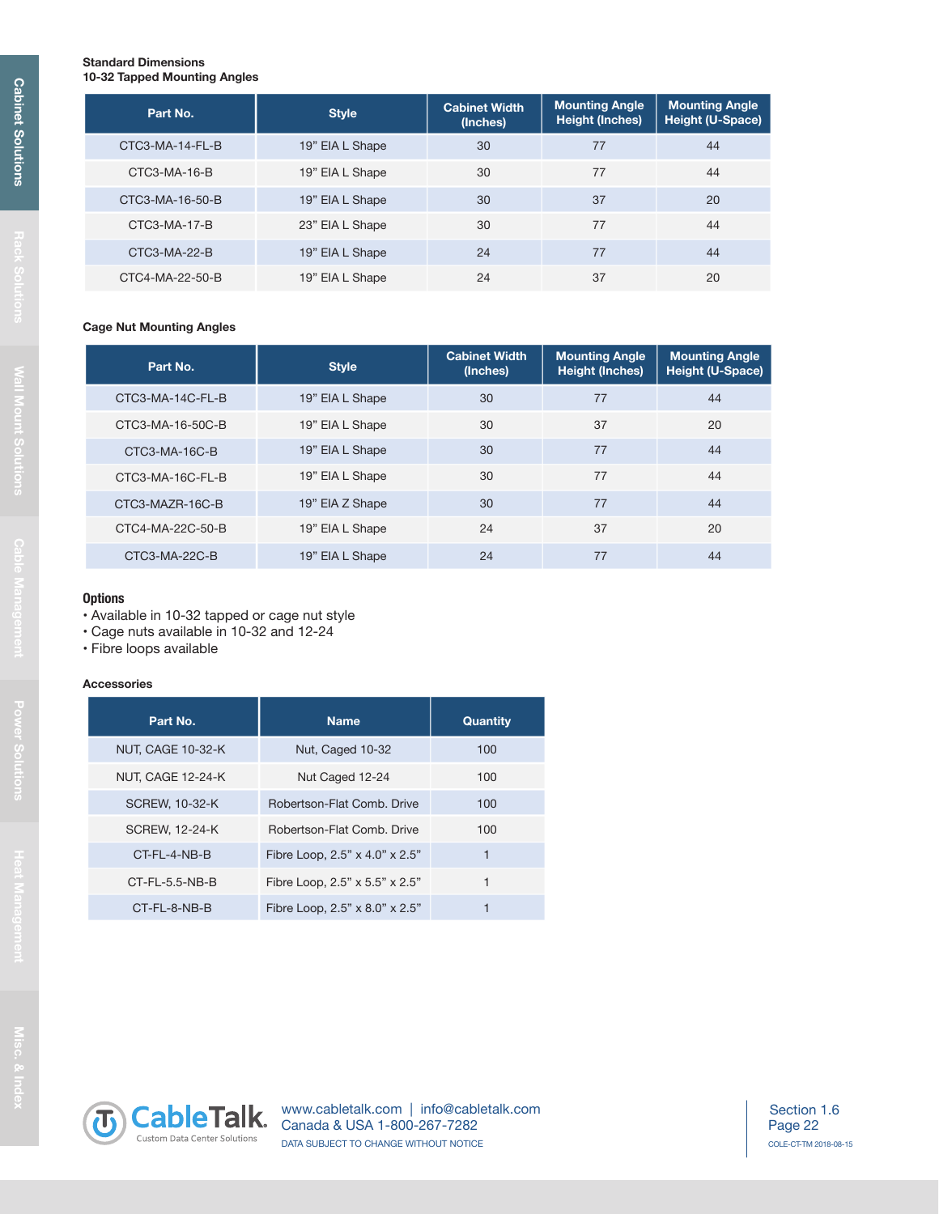**Standard Dimensions**
**10-32 Tapped Mounting Angles**

| Part No. | Style | Cabinet Width (Inches) | Mounting Angle Height (Inches) | Mounting Angle Height (U-Space) |
|---|---|---|---|---|
| CTC3-MA-14-FL-B | 19" EIA L Shape | 30 | 77 | 44 |
| CTC3-MA-16-B | 19" EIA L Shape | 30 | 77 | 44 |
| CTC3-MA-16-50-B | 19" EIA L Shape | 30 | 37 | 20 |
| CTC3-MA-17-B | 23" EIA L Shape | 30 | 77 | 44 |
| CTC3-MA-22-B | 19" EIA L Shape | 24 | 77 | 44 |
| CTC4-MA-22-50-B | 19" EIA L Shape | 24 | 37 | 20 |

**Cage Nut Mounting Angles**

| Part No. | Style | Cabinet Width (Inches) | Mounting Angle Height (Inches) | Mounting Angle Height (U-Space) |
|---|---|---|---|---|
| CTC3-MA-14C-FL-B | 19" EIA L Shape | 30 | 77 | 44 |
| CTC3-MA-16-50C-B | 19" EIA L Shape | 30 | 37 | 20 |
| CTC3-MA-16C-B | 19" EIA L Shape | 30 | 77 | 44 |
| CTC3-MA-16C-FL-B | 19" EIA L Shape | 30 | 77 | 44 |
| CTC3-MAZR-16C-B | 19" EIA Z Shape | 30 | 77 | 44 |
| CTC4-MA-22C-50-B | 19" EIA L Shape | 24 | 37 | 20 |
| CTC3-MA-22C-B | 19" EIA L Shape | 24 | 77 | 44 |

**Options**

- Available in 10-32 tapped or cage nut style
- Cage nuts available in 10-32 and 12-24
- Fibre loops available

**Accessories**

| Part No. | Name | Quantity |
|---|---|---|
| NUT, CAGE 10-32-K | Nut, Caged 10-32 | 100 |
| NUT, CAGE 12-24-K | Nut Caged 12-24 | 100 |
| SCREW, 10-32-K | Robertson-Flat Comb. Drive | 100 |
| SCREW, 12-24-K | Robertson-Flat Comb. Drive | 100 |
| CT-FL-4-NB-B | Fibre Loop, 2.5" x 4.0" x 2.5" | 1 |
| CT-FL-5.5-NB-B | Fibre Loop, 2.5" x 5.5" x 2.5" | 1 |
| CT-FL-8-NB-B | Fibre Loop, 2.5" x 8.0" x 2.5" | 1 |